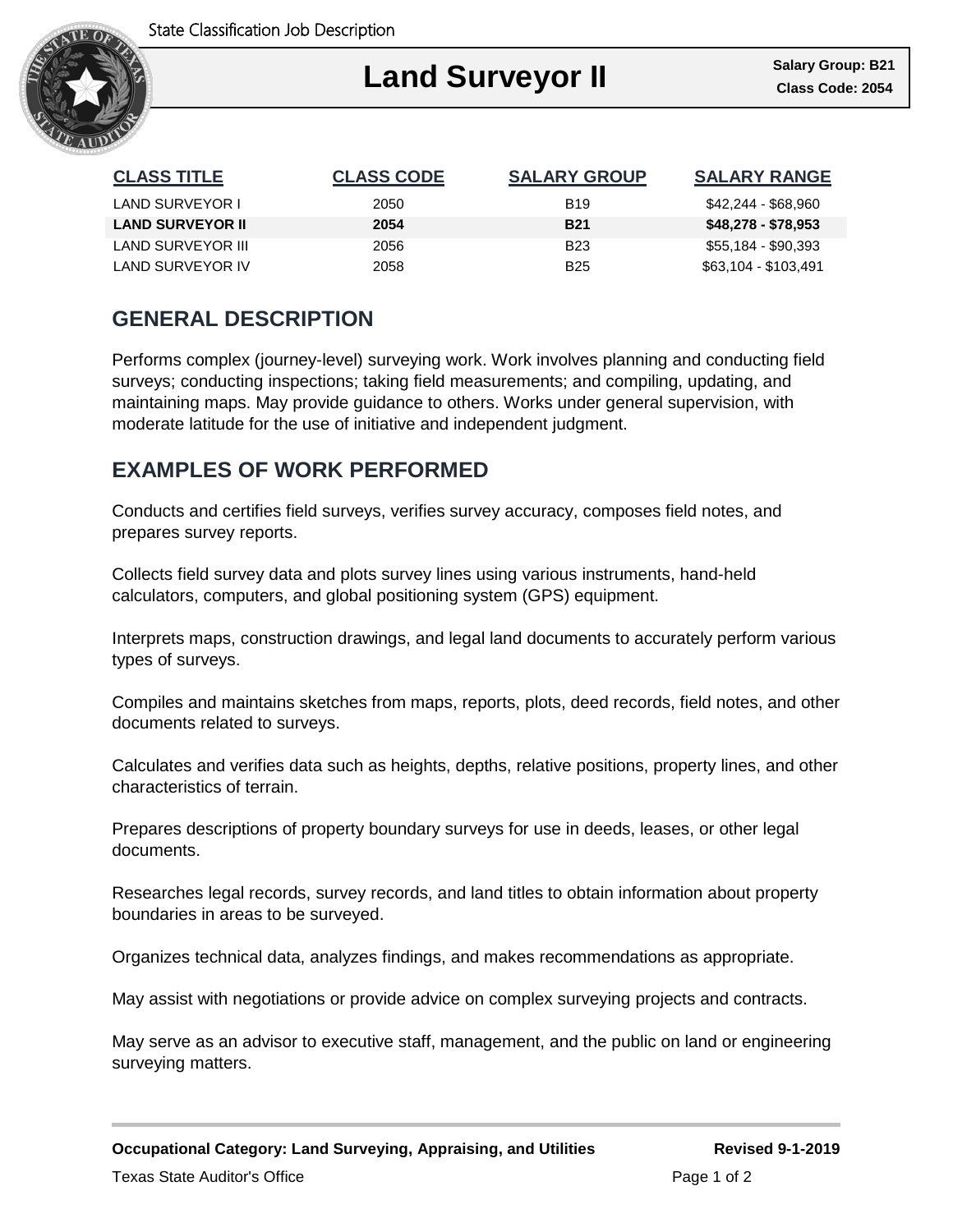State Classification Job Description

# Land Surveyor II

**Salary Group: B21**
**Class Code: 2054**

| CLASS TITLE | CLASS CODE | SALARY GROUP | SALARY RANGE |
|---|---|---|---|
| LAND SURVEYOR I | 2050 | B19 | $42,244 - $68,960 |
| **LAND SURVEYOR II** | **2054** | **B21** | **$48,278 - $78,953** |
| LAND SURVEYOR III | 2056 | B23 | $55,184 - $90,393 |
| LAND SURVEYOR IV | 2058 | B25 | $63,104 - $103,491 |

## GENERAL DESCRIPTION

Performs complex (journey-level) surveying work. Work involves planning and conducting field surveys; conducting inspections; taking field measurements; and compiling, updating, and maintaining maps. May provide guidance to others. Works under general supervision, with moderate latitude for the use of initiative and independent judgment.

## EXAMPLES OF WORK PERFORMED

Conducts and certifies field surveys, verifies survey accuracy, composes field notes, and prepares survey reports.

Collects field survey data and plots survey lines using various instruments, hand-held calculators, computers, and global positioning system (GPS) equipment.

Interprets maps, construction drawings, and legal land documents to accurately perform various types of surveys.

Compiles and maintains sketches from maps, reports, plots, deed records, field notes, and other documents related to surveys.

Calculates and verifies data such as heights, depths, relative positions, property lines, and other characteristics of terrain.

Prepares descriptions of property boundary surveys for use in deeds, leases, or other legal documents.

Researches legal records, survey records, and land titles to obtain information about property boundaries in areas to be surveyed.

Organizes technical data, analyzes findings, and makes recommendations as appropriate.

May assist with negotiations or provide advice on complex surveying projects and contracts.

May serve as an advisor to executive staff, management, and the public on land or engineering surveying matters.

**Occupational Category: Land Surveying, Appraising, and Utilities** **Revised 9-1-2019**

Texas State Auditor's Office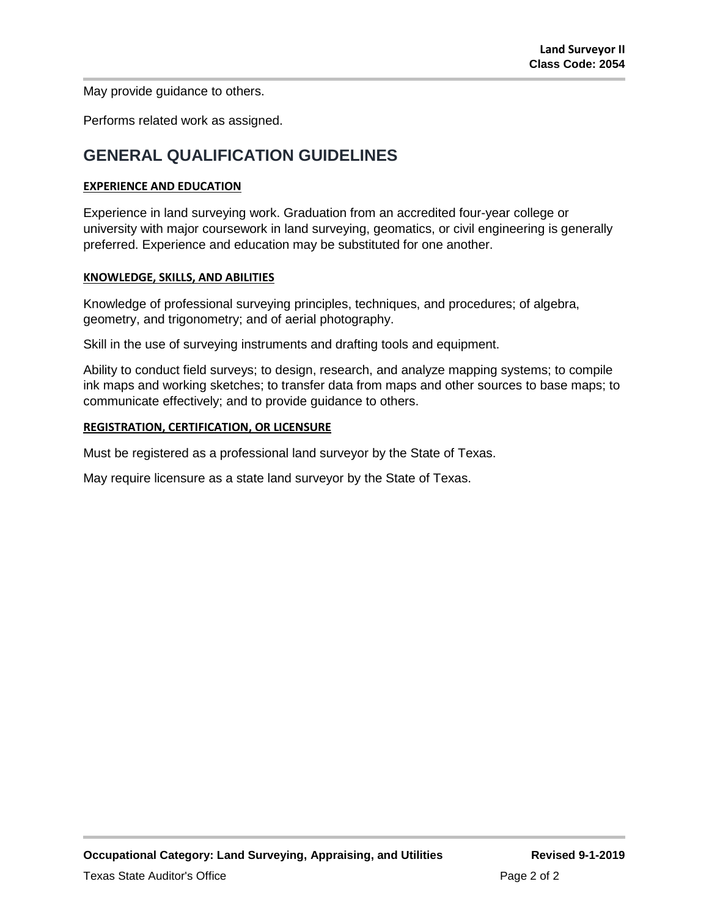May provide guidance to others.

Performs related work as assigned.

## GENERAL QUALIFICATION GUIDELINES

### EXPERIENCE AND EDUCATION

Experience in land surveying work. Graduation from an accredited four-year college or university with major coursework in land surveying, geomatics, or civil engineering is generally preferred. Experience and education may be substituted for one another.

### KNOWLEDGE, SKILLS, AND ABILITIES

Knowledge of professional surveying principles, techniques, and procedures; of algebra, geometry, and trigonometry; and of aerial photography.

Skill in the use of surveying instruments and drafting tools and equipment.

Ability to conduct field surveys; to design, research, and analyze mapping systems; to compile ink maps and working sketches; to transfer data from maps and other sources to base maps; to communicate effectively; and to provide guidance to others.

### REGISTRATION, CERTIFICATION, OR LICENSURE

Must be registered as a professional land surveyor by the State of Texas.

May require licensure as a state land surveyor by the State of Texas.